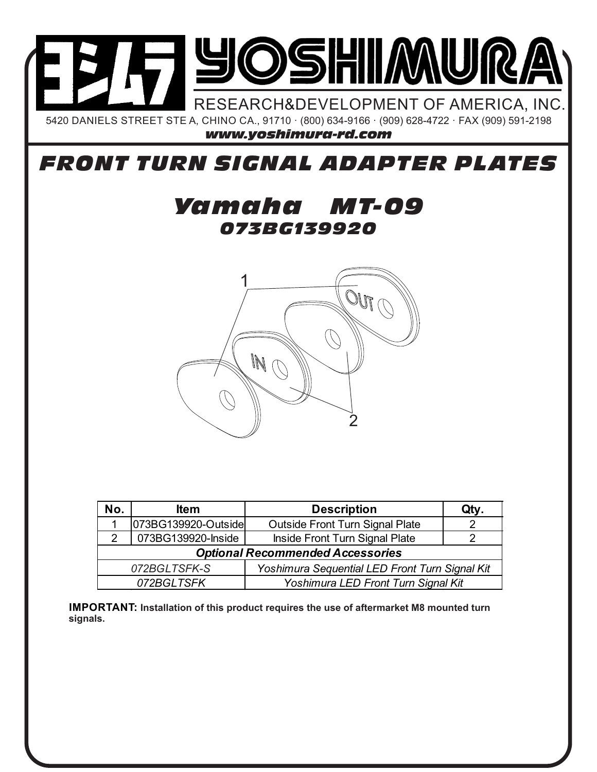# YOSHIMURA

RESEARCH&DEVELOPMENT OF AMERICA, INC.

5420 DANIELS STREET STE A, CHINO CA., 91710 · (800) 634-9166 · (909) 628-4722 · FAX (909) 591-2198

***www.yoshimura-rd.com***

# *FRONT TURN SIGNAL ADAPTER PLATES*

## *Yamaha MT-09*

### *073BG139920*

| No. | Item | Description | Qty. |
|---|---|---|---|
| 1 | 073BG139920-Outside | Outside Front Turn Signal Plate | 2 |
| 2 | 073BG139920-Inside | Inside Front Turn Signal Plate | 2 |
| ***Optional Recommended Accessories*** | | | |
| *072BGLTSFK-S* | | *Yoshimura Sequential LED Front Turn Signal Kit* | |
| *072BGLTSFK* | | *Yoshimura LED Front Turn Signal Kit* | |

**IMPORTANT: Installation of this product requires the use of aftermarket M8 mounted turn signals.**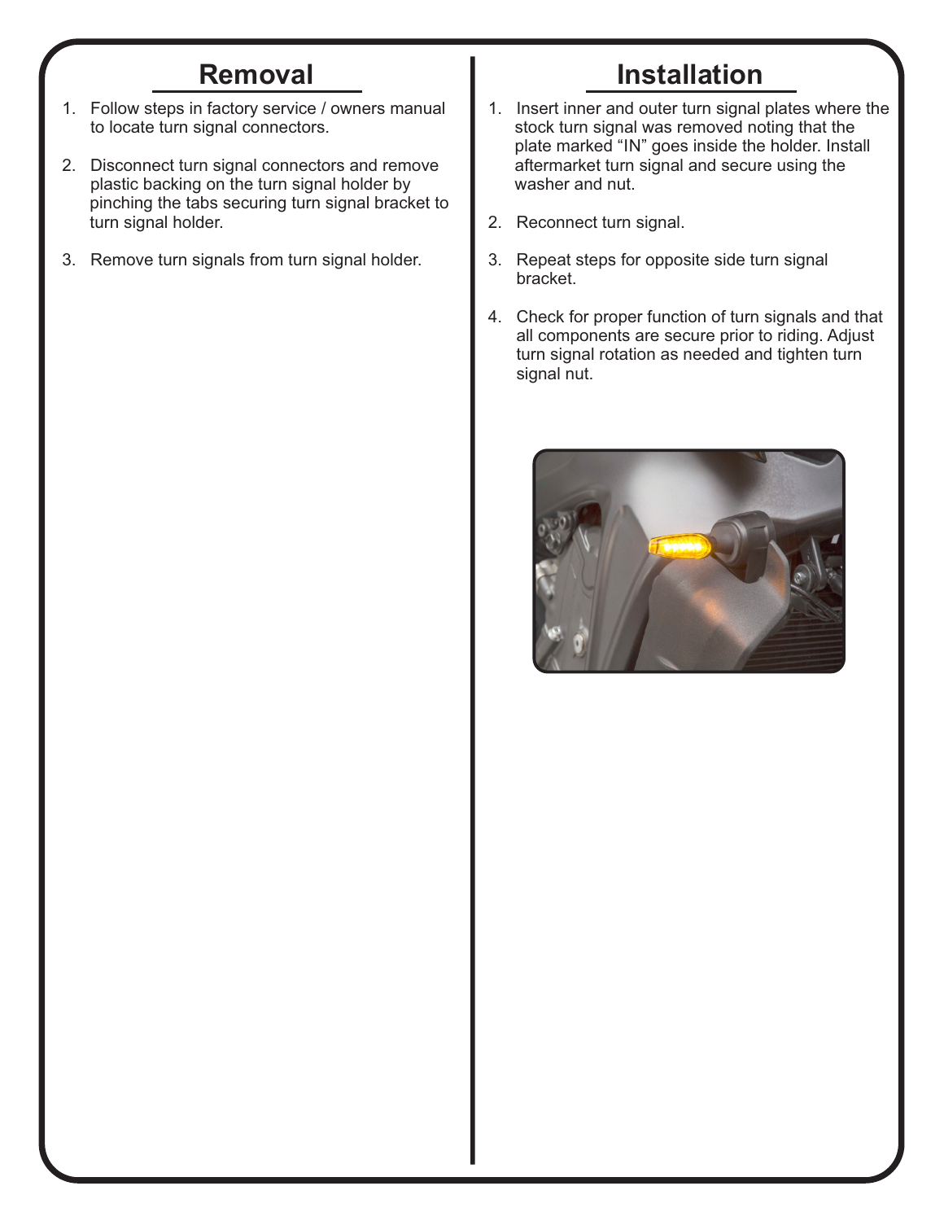## Removal

1. Follow steps in factory service / owners manual to locate turn signal connectors.
2. Disconnect turn signal connectors and remove plastic backing on the turn signal holder by pinching the tabs securing turn signal bracket to turn signal holder.
3. Remove turn signals from turn signal holder.

## Installation

1. Insert inner and outer turn signal plates where the stock turn signal was removed noting that the plate marked “IN” goes inside the holder. Install aftermarket turn signal and secure using the washer and nut.
2. Reconnect turn signal.
3. Repeat steps for opposite side turn signal bracket.
4. Check for proper function of turn signals and that all components are secure prior to riding. Adjust turn signal rotation as needed and tighten turn signal nut.